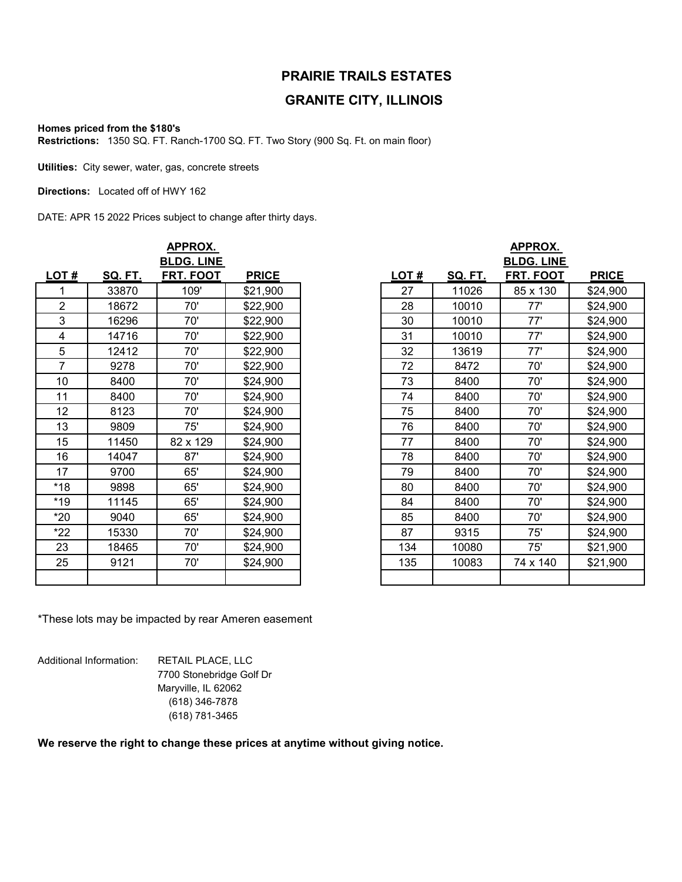# PRAIRIE TRAILS ESTATES

## GRANITE CITY, ILLINOIS

**Homes priced from the $180's**
**Restrictions:** 1350 SQ. FT. Ranch-1700 SQ. FT. Two Story (900 Sq. Ft. on main floor)

**Utilities:** City sewer, water, gas, concrete streets

**Directions:** Located off of HWY 162

DATE: APR 15 2022 Prices subject to change after thirty days.

| LOT # | SQ. FT. | APPROX. BLDG. LINE FRT. FOOT | PRICE |
|---|---|---|---|
| 1 | 33870 | 109' | $21,900 |
| 2 | 18672 | 70' | $22,900 |
| 3 | 16296 | 70' | $22,900 |
| 4 | 14716 | 70' | $22,900 |
| 5 | 12412 | 70' | $22,900 |
| 7 | 9278 | 70' | $22,900 |
| 10 | 8400 | 70' | $24,900 |
| 11 | 8400 | 70' | $24,900 |
| 12 | 8123 | 70' | $24,900 |
| 13 | 9809 | 75' | $24,900 |
| 15 | 11450 | 82 x 129 | $24,900 |
| 16 | 14047 | 87' | $24,900 |
| 17 | 9700 | 65' | $24,900 |
| *18 | 9898 | 65' | $24,900 |
| *19 | 11145 | 65' | $24,900 |
| *20 | 9040 | 65' | $24,900 |
| *22 | 15330 | 70' | $24,900 |
| 23 | 18465 | 70' | $24,900 |
| 25 | 9121 | 70' | $24,900 |
| 27 | 11026 | 85 x 130 | $24,900 |
| 28 | 10010 | 77' | $24,900 |
| 30 | 10010 | 77' | $24,900 |
| 31 | 10010 | 77' | $24,900 |
| 32 | 13619 | 77' | $24,900 |
| 72 | 8472 | 70' | $24,900 |
| 73 | 8400 | 70' | $24,900 |
| 74 | 8400 | 70' | $24,900 |
| 75 | 8400 | 70' | $24,900 |
| 76 | 8400 | 70' | $24,900 |
| 77 | 8400 | 70' | $24,900 |
| 78 | 8400 | 70' | $24,900 |
| 79 | 8400 | 70' | $24,900 |
| 80 | 8400 | 70' | $24,900 |
| 84 | 8400 | 70' | $24,900 |
| 85 | 8400 | 70' | $24,900 |
| 87 | 9315 | 75' | $24,900 |
| 134 | 10080 | 75' | $21,900 |
| 135 | 10083 | 74 x 140 | $21,900 |

*These lots may be impacted by rear Ameren easement

Additional Information: RETAIL PLACE, LLC
7700 Stonebridge Golf Dr
Maryville, IL 62062
(618) 346-7878
(618) 781-3465

**We reserve the right to change these prices at anytime without giving notice.**